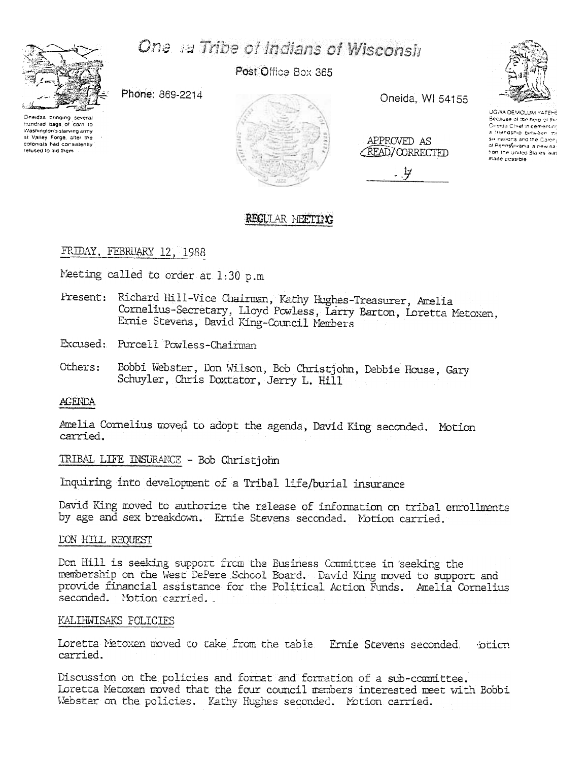# Oneida Tribe of Indians of Wisconsin

Post Office Box 365

Phone: 869-2214

Oneida, WI 54155

Oneidas bringing several hundred bags of corn to Washington's starving army at Valley Forge, after the colonists had consistently refused to aid them.

UGWA DEMOLUM YATEHE
Because of the help of this Oneida Chief in cementing a friendship between the six nations and the Colony of Pennsylvania, a new nation the United States was made possible

APPROVED AS READ/CORRECTED

## REGULAR MEETING

FRIDAY, FEBRUARY 12, 1988

Meeting called to order at 1:30 p.m

Present: Richard Hill-Vice Chairman, Kathy Hughes-Treasurer, Amelia Cornelius-Secretary, Lloyd Powless, Larry Barton, Loretta Metoxen, Ernie Stevens, David King-Council Members

Excused: Purcell Powless-Chairman

Others: Bobbi Webster, Don Wilson, Bob Christjohn, Debbie House, Gary Schuyler, Chris Doxtator, Jerry L. Hill

### AGENDA

Amelia Cornelius moved to adopt the agenda, David King seconded. Motion carried.

### TRIBAL LIFE INSURANCE - Bob Christjohn

Inquiring into development of a Tribal life/burial insurance

David King moved to authorize the release of information on tribal enrollments by age and sex breakdown. Ernie Stevens seconded. Motion carried.

### DON HILL REQUEST

Don Hill is seeking support from the Business Committee in seeking the membership on the West DePere School Board. David King moved to support and provide financial assistance for the Political Action Funds. Amelia Cornelius seconded. Motion carried.

### KALIHWISAKS POLICIES

Loretta Metoxen moved to take from the table Ernie Stevens seconded. Motion carried.

Discussion on the policies and format and formation of a sub-committee. Loretta Metoxen moved that the four council members interested meet with Bobbi Webster on the policies. Kathy Hughes seconded. Motion carried.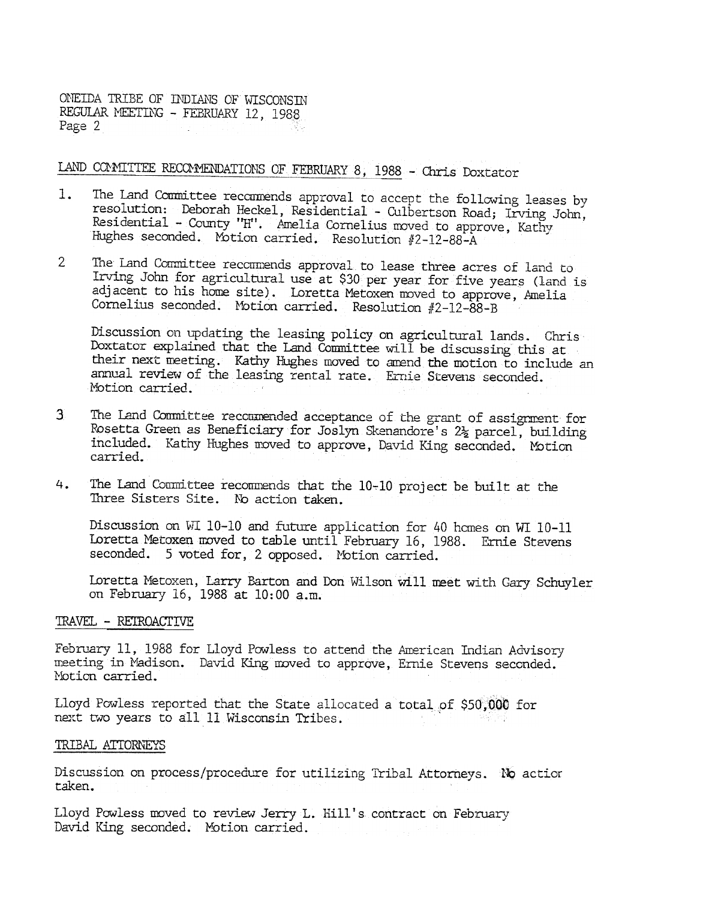ONEIDA TRIBE OF INDIANS OF WISCONSIN
REGULAR MEETING - FEBRUARY 12, 1988

LAND COMMITTEE RECOMMENDATIONS OF FEBRUARY 8, 1988 - Chris Doxtator

1. The Land Committee recommends approval to accept the following leases by resolution: Deborah Heckel, Residential - Culbertson Road; Irving John, Residential - County "H". Amelia Cornelius moved to approve, Kathy Hughes seconded. Motion carried. Resolution #2-12-88-A

2. The Land Committee recommends approval to lease three acres of land to Irving John for agricultural use at $30 per year for five years (land is adjacent to his home site). Loretta Metoxen moved to approve, Amelia Cornelius seconded. Motion carried. Resolution #2-12-88-B

   Discussion on updating the leasing policy on agricultural lands. Chris Doxtator explained that the Land Committee will be discussing this at their next meeting. Kathy Hughes moved to amend the motion to include an annual review of the leasing rental rate. Ernie Stevens seconded. Motion carried.

3. The Land Committee recommended acceptance of the grant of assignment for Rosetta Green as Beneficiary for Joslyn Skenandore's 2½ parcel, building included. Kathy Hughes moved to approve, David King seconded. Motion carried.

4. The Land Committee recommends that the 10-10 project be built at the Three Sisters Site. No action taken.

   Discussion on WI 10-10 and future application for 40 homes on WI 10-11 Loretta Metoxen moved to table until February 16, 1988. Ernie Stevens seconded. 5 voted for, 2 opposed. Motion carried.

   Loretta Metoxen, Larry Barton and Don Wilson will meet with Gary Schuyler on February 16, 1988 at 10:00 a.m.

TRAVEL - RETROACTIVE

February 11, 1988 for Lloyd Powless to attend the American Indian Advisory meeting in Madison. David King moved to approve, Ernie Stevens seconded. Motion carried.

Lloyd Powless reported that the State allocated a total of $50,000 for next two years to all 11 Wisconsin Tribes.

TRIBAL ATTORNEYS

Discussion on process/procedure for utilizing Tribal Attorneys. No action taken.

Lloyd Powless moved to review Jerry L. Hill's contract on February
David King seconded. Motion carried.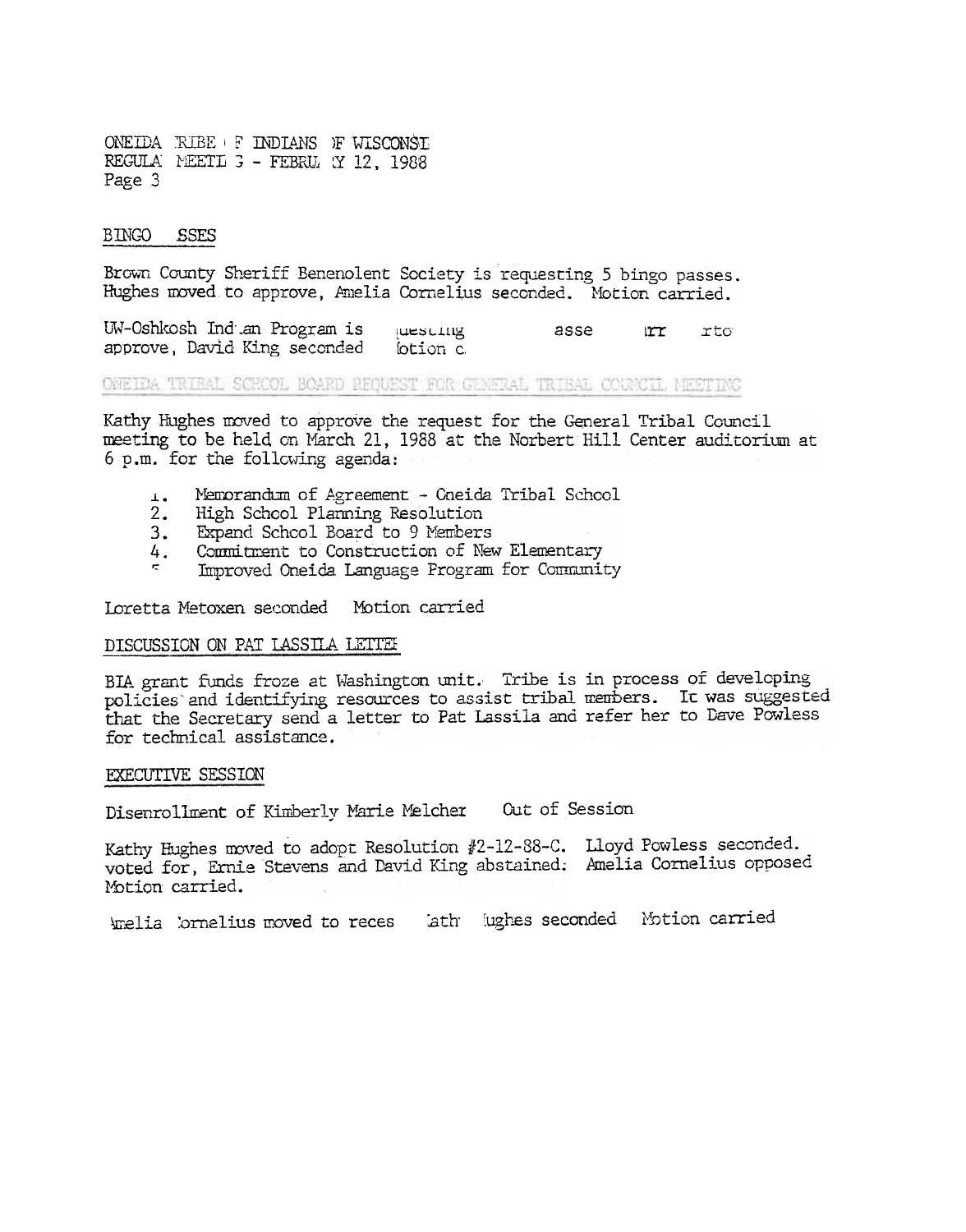ONEIDA TRIBE OF INDIANS OF WISCONSIN
REGULAR MEETING - FEBRUARY 12, 1988
Page 3

BINGO PASSES

Brown County Sheriff Benenolent Society is requesting 5 bingo passes. Hughes moved to approve, Amelia Cornelius seconded. Motion carried.

UW-Oshkosh Indian Program is requesting asse rr rto approve, David King seconded otion c.

ONEIDA TRIBAL SCHOOL BOARD REQUEST FOR GENERAL TRIBAL COUNCIL MEETING

Kathy Hughes moved to approve the request for the General Tribal Council meeting to be held on March 21, 1988 at the Norbert Hill Center auditorium at 6 p.m. for the following agenda:

1. Memorandum of Agreement - Oneida Tribal School
2. High School Planning Resolution
3. Expand School Board to 9 Members
4. Commitment to Construction of New Elementary
5. Improved Oneida Language Program for Community

Loretta Metoxen seconded Motion carried

DISCUSSION ON PAT LASSILA LETTER

BIA grant funds froze at Washington unit. Tribe is in process of developing policies and identifying resources to assist tribal members. It was suggested that the Secretary send a letter to Pat Lassila and refer her to Dave Powless for technical assistance.

EXECUTIVE SESSION

Disenrollment of Kimberly Marie Melcher Out of Session

Kathy Hughes moved to adopt Resolution #2-12-88-C. Lloyd Powless seconded. voted for, Ernie Stevens and David King abstained: Amelia Cornelius opposed Motion carried.

Amelia Cornelius moved to reces athy Hughes seconded Motion carried